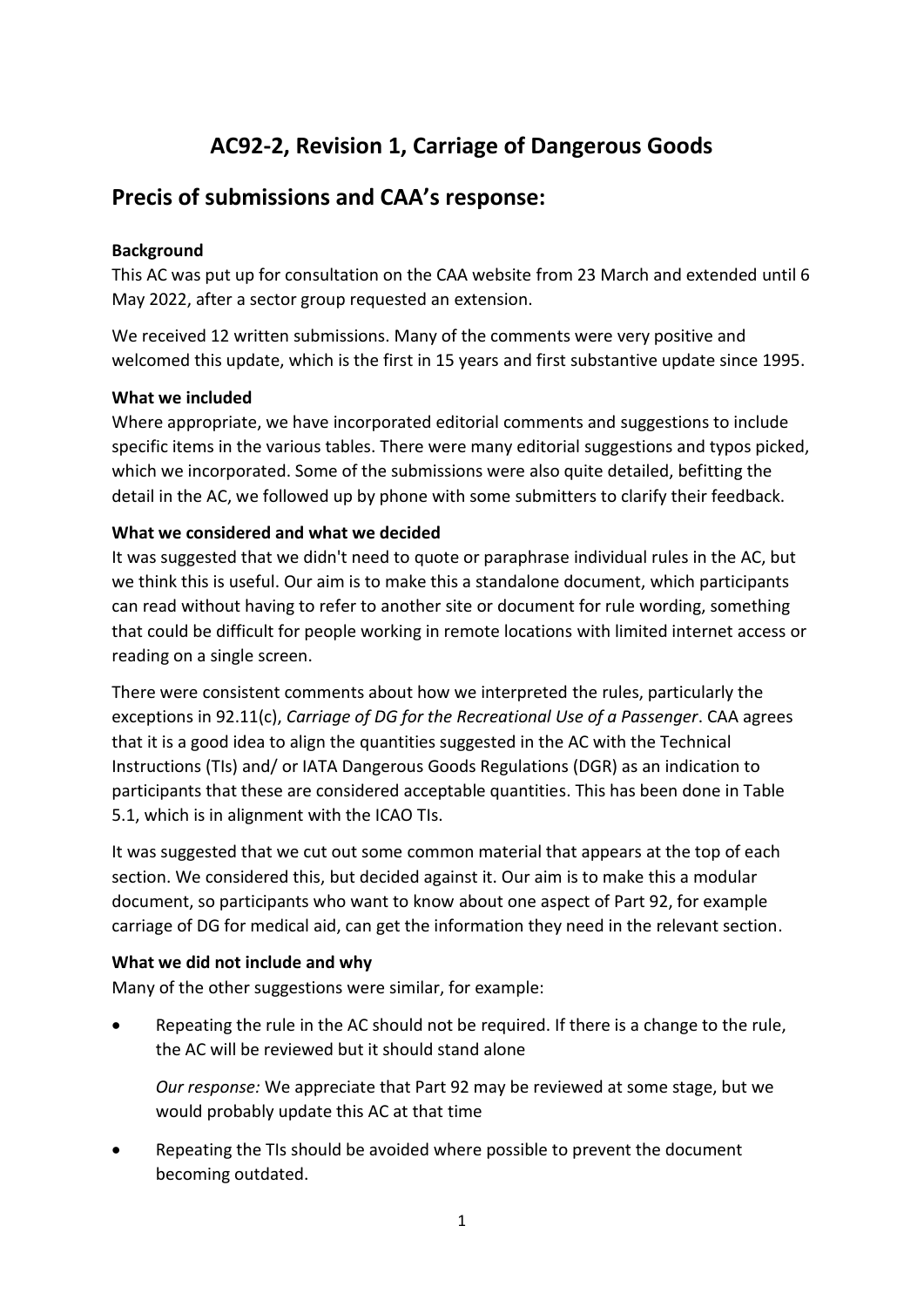# AC92-2, Revision 1, Carriage of Dangerous Goods

## Precis of submissions and CAA's response:

**Background**

This AC was put up for consultation on the CAA website from 23 March and extended until 6 May 2022, after a sector group requested an extension.

We received 12 written submissions. Many of the comments were very positive and welcomed this update, which is the first in 15 years and first substantive update since 1995.

**What we included**

Where appropriate, we have incorporated editorial comments and suggestions to include specific items in the various tables. There were many editorial suggestions and typos picked, which we incorporated. Some of the submissions were also quite detailed, befitting the detail in the AC, we followed up by phone with some submitters to clarify their feedback.

**What we considered and what we decided**

It was suggested that we didn't need to quote or paraphrase individual rules in the AC, but we think this is useful. Our aim is to make this a standalone document, which participants can read without having to refer to another site or document for rule wording, something that could be difficult for people working in remote locations with limited internet access or reading on a single screen.

There were consistent comments about how we interpreted the rules, particularly the exceptions in 92.11(c), *Carriage of DG for the Recreational Use of a Passenger*. CAA agrees that it is a good idea to align the quantities suggested in the AC with the Technical Instructions (TIs) and/ or IATA Dangerous Goods Regulations (DGR) as an indication to participants that these are considered acceptable quantities. This has been done in Table 5.1, which is in alignment with the ICAO TIs.

It was suggested that we cut out some common material that appears at the top of each section. We considered this, but decided against it. Our aim is to make this a modular document, so participants who want to know about one aspect of Part 92, for example carriage of DG for medical aid, can get the information they need in the relevant section.

**What we did not include and why**

Many of the other suggestions were similar, for example:

- Repeating the rule in the AC should not be required. If there is a change to the rule, the AC will be reviewed but it should stand alone

  *Our response:* We appreciate that Part 92 may be reviewed at some stage, but we would probably update this AC at that time

- Repeating the TIs should be avoided where possible to prevent the document becoming outdated.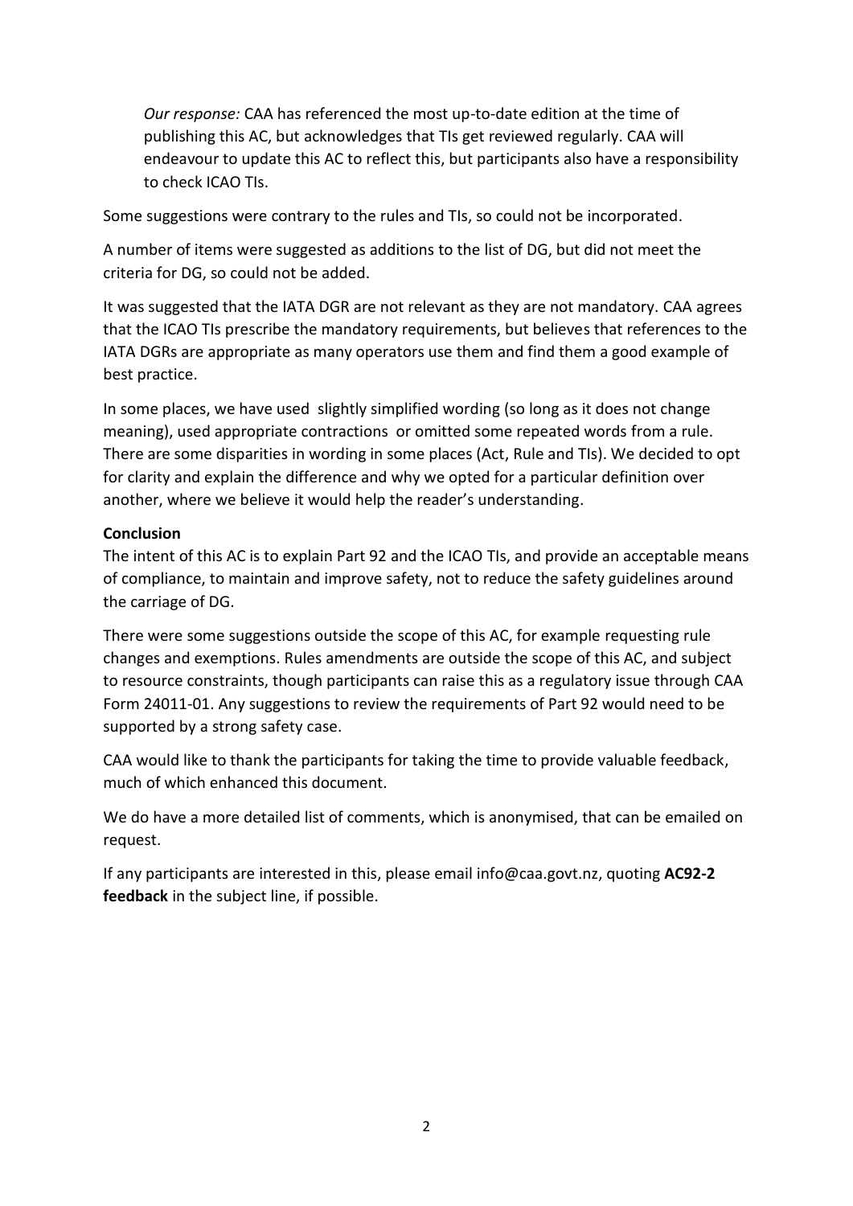*Our response:* CAA has referenced the most up-to-date edition at the time of publishing this AC, but acknowledges that TIs get reviewed regularly. CAA will endeavour to update this AC to reflect this, but participants also have a responsibility to check ICAO TIs.

Some suggestions were contrary to the rules and TIs, so could not be incorporated.

A number of items were suggested as additions to the list of DG, but did not meet the criteria for DG, so could not be added.

It was suggested that the IATA DGR are not relevant as they are not mandatory. CAA agrees that the ICAO TIs prescribe the mandatory requirements, but believes that references to the IATA DGRs are appropriate as many operators use them and find them a good example of best practice.

In some places, we have used slightly simplified wording (so long as it does not change meaning), used appropriate contractions or omitted some repeated words from a rule. There are some disparities in wording in some places (Act, Rule and TIs). We decided to opt for clarity and explain the difference and why we opted for a particular definition over another, where we believe it would help the reader's understanding.

**Conclusion**

The intent of this AC is to explain Part 92 and the ICAO TIs, and provide an acceptable means of compliance, to maintain and improve safety, not to reduce the safety guidelines around the carriage of DG.

There were some suggestions outside the scope of this AC, for example requesting rule changes and exemptions. Rules amendments are outside the scope of this AC, and subject to resource constraints, though participants can raise this as a regulatory issue through CAA Form 24011-01. Any suggestions to review the requirements of Part 92 would need to be supported by a strong safety case.

CAA would like to thank the participants for taking the time to provide valuable feedback, much of which enhanced this document.

We do have a more detailed list of comments, which is anonymised, that can be emailed on request.

If any participants are interested in this, please email info@caa.govt.nz, quoting **AC92-2 feedback** in the subject line, if possible.